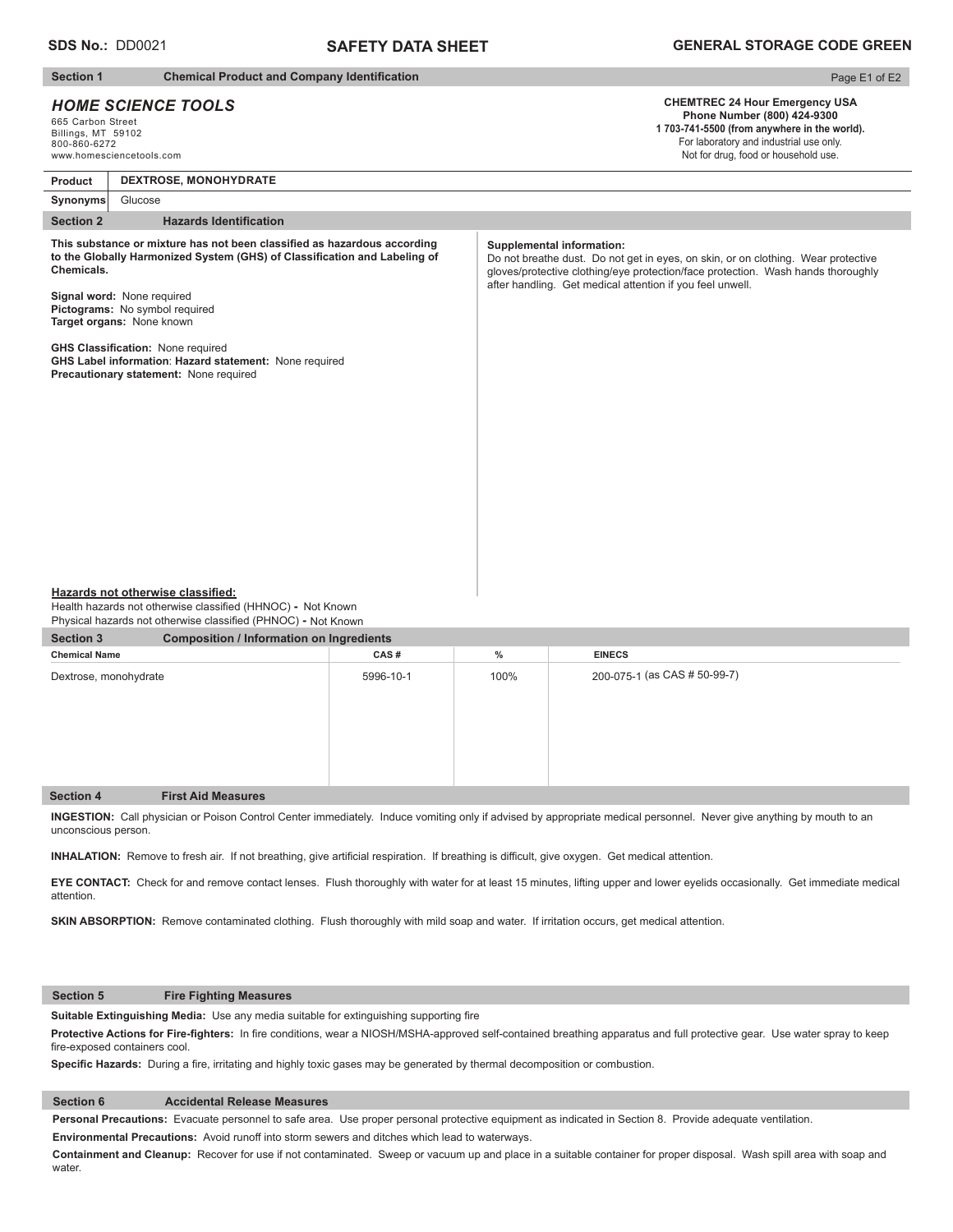**SDS No.:** DD0021 | **SAFETY DATA SHEET** | **GENERAL STORAGE CODE GREEN**

## Section 1 Chemical Product and Company Identification

### *HOME SCIENCE TOOLS*

665 Carbon Street
Billings, MT 59102
800-860-6272
www.homesciencetools.com

**CHEMTREC 24 Hour Emergency USA**
**Phone Number (800) 424-9300**
**1 703-741-5500 (from anywhere in the world).**
For laboratory and industrial use only.
Not for drug, food or household use.

| **Product** | **DEXTROSE, MONOHYDRATE** |
|---|---|
| **Synonyms** | Glucose |

## Section 2 Hazards Identification

**This substance or mixture has not been classified as hazardous according to the Globally Harmonized System (GHS) of Classification and Labeling of Chemicals.**

**Signal word:** None required
**Pictograms:** No symbol required
**Target organs:** None known

**GHS Classification:** None required
**GHS Label information**: **Hazard statement:** None required
**Precautionary statement:** None required

**Supplemental information:**
Do not breathe dust. Do not get in eyes, on skin, or on clothing. Wear protective gloves/protective clothing/eye protection/face protection. Wash hands thoroughly after handling. Get medical attention if you feel unwell.

**Hazards not otherwise classified:**
Health hazards not otherwise classified (HHNOC) **-** Not Known
Physical hazards not otherwise classified (PHNOC) **-** Not Known

## Section 3 Composition / Information on Ingredients

| Chemical Name | CAS # | % | EINECS |
|---|---|---|---|
| Dextrose, monohydrate | 5996-10-1 | 100% | 200-075-1 (as CAS # 50-99-7) |

## Section 4 First Aid Measures

**INGESTION:** Call physician or Poison Control Center immediately. Induce vomiting only if advised by appropriate medical personnel. Never give anything by mouth to an unconscious person.

**INHALATION:** Remove to fresh air. If not breathing, give artificial respiration. If breathing is difficult, give oxygen. Get medical attention.

**EYE CONTACT:** Check for and remove contact lenses. Flush thoroughly with water for at least 15 minutes, lifting upper and lower eyelids occasionally. Get immediate medical attention.

**SKIN ABSORPTION:** Remove contaminated clothing. Flush thoroughly with mild soap and water. If irritation occurs, get medical attention.

## Section 5 Fire Fighting Measures

**Suitable Extinguishing Media:** Use any media suitable for extinguishing supporting fire

**Protective Actions for Fire-fighters:** In fire conditions, wear a NIOSH/MSHA-approved self-contained breathing apparatus and full protective gear. Use water spray to keep fire-exposed containers cool.

**Specific Hazards:** During a fire, irritating and highly toxic gases may be generated by thermal decomposition or combustion.

## Section 6 Accidental Release Measures

**Personal Precautions:** Evacuate personnel to safe area. Use proper personal protective equipment as indicated in Section 8. Provide adequate ventilation.

**Environmental Precautions:** Avoid runoff into storm sewers and ditches which lead to waterways.

**Containment and Cleanup:** Recover for use if not contaminated. Sweep or vacuum up and place in a suitable container for proper disposal. Wash spill area with soap and water.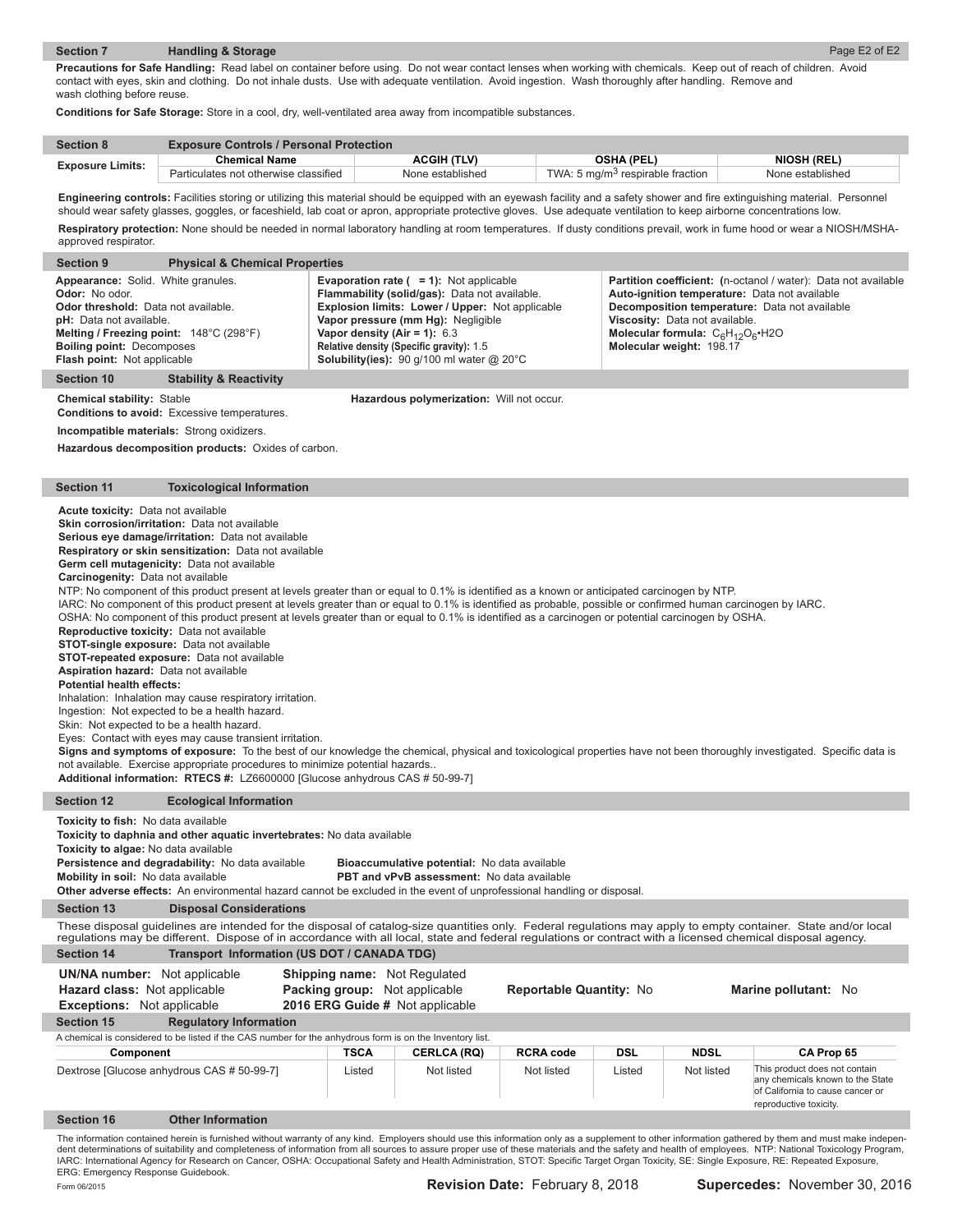## Section 7 Handling & Storage

**Precautions for Safe Handling:** Read label on container before using. Do not wear contact lenses when working with chemicals. Keep out of reach of children. Avoid contact with eyes, skin and clothing. Do not inhale dusts. Use with adequate ventilation. Avoid ingestion. Wash thoroughly after handling. Remove and wash clothing before reuse.

**Conditions for Safe Storage:** Store in a cool, dry, well-ventilated area away from incompatible substances.

## Section 8 Exposure Controls / Personal Protection

| Exposure Limits: | Chemical Name | ACGIH (TLV) | OSHA (PEL) | NIOSH (REL) |
|---|---|---|---|---|
| | Particulates not otherwise classified | None established | TWA: 5 mg/m$^3$ respirable fraction | None established |

**Engineering controls:** Facilities storing or utilizing this material should be equipped with an eyewash facility and a safety shower and fire extinguishing material. Personnel should wear safety glasses, goggles, or faceshield, lab coat or apron, appropriate protective gloves. Use adequate ventilation to keep airborne concentrations low.

**Respiratory protection:** None should be needed in normal laboratory handling at room temperatures. If dusty conditions prevail, work in fume hood or wear a NIOSH/MSHA-approved respirator.

## Section 9 Physical & Chemical Properties

**Appearance:** Solid. White granules.
**Odor:** No odor.
**Odor threshold:** Data not available.
**pH:** Data not available.
**Melting / Freezing point:** 148°C (298°F)
**Boiling point:** Decomposes
**Flash point:** Not applicable

**Evaporation rate ( = 1):** Not applicable
**Flammability (solid/gas):** Data not available.
**Explosion limits: Lower / Upper:** Not applicable
**Vapor pressure (mm Hg):** Negligible
**Vapor density (Air = 1):** 6.3
**Relative density (Specific gravity):** 1.5
**Solubility(ies):** 90 g/100 ml water @ 20°C

**Partition coefficient: (**n-octanol / water): Data not available
**Auto-ignition temperature:** Data not available
**Decomposition temperature:** Data not available
**Viscosity:** Data not available.
**Molecular formula:** $C_6H_{12}O_6$•H2O
**Molecular weight:** 198.17

## Section 10 Stability & Reactivity

**Chemical stability:** Stable
**Hazardous polymerization:** Will not occur.
**Conditions to avoid:** Excessive temperatures.

**Incompatible materials:** Strong oxidizers.

**Hazardous decomposition products:** Oxides of carbon.

## Section 11 Toxicological Information

**Acute toxicity:** Data not available
**Skin corrosion/irritation:** Data not available
**Serious eye damage/irritation:** Data not available
**Respiratory or skin sensitization:** Data not available
**Germ cell mutagenicity:** Data not available
**Carcinogenity:** Data not available
NTP: No component of this product present at levels greater than or equal to 0.1% is identified as a known or anticipated carcinogen by NTP.
IARC: No component of this product present at levels greater than or equal to 0.1% is identified as probable, possible or confirmed human carcinogen by IARC.
OSHA: No component of this product present at levels greater than or equal to 0.1% is identified as a carcinogen or potential carcinogen by OSHA.
**Reproductive toxicity:** Data not available
**STOT-single exposure:** Data not available
**STOT-repeated exposure:** Data not available
**Aspiration hazard:** Data not available
**Potential health effects:**
Inhalation: Inhalation may cause respiratory irritation.
Ingestion: Not expected to be a health hazard.
Skin: Not expected to be a health hazard.
Eyes: Contact with eyes may cause transient irritation.
**Signs and symptoms of exposure:** To the best of our knowledge the chemical, physical and toxicological properties have not been thoroughly investigated. Specific data is not available. Exercise appropriate procedures to minimize potential hazards..
**Additional information: RTECS #:** LZ6600000 [Glucose anhydrous CAS # 50-99-7]

## Section 12 Ecological Information

**Toxicity to fish:** No data available
**Toxicity to daphnia and other aquatic invertebrates:** No data available
**Toxicity to algae:** No data available
**Persistence and degradability:** No data available
**Bioaccumulative potential:** No data available
**Mobility in soil:** No data available
**PBT and vPvB assessment:** No data available
**Other adverse effects:** An environmental hazard cannot be excluded in the event of unprofessional handling or disposal.

## Section 13 Disposal Considerations

These disposal guidelines are intended for the disposal of catalog-size quantities only. Federal regulations may apply to empty container. State and/or local regulations may be different. Dispose of in accordance with all local, state and federal regulations or contract with a licensed chemical disposal agency.

## Section 14 Transport Information (US DOT / CANADA TDG)

**UN/NA number:** Not applicable
**Hazard class:** Not applicable
**Exceptions:** Not applicable
**Shipping name:** Not Regulated
**Packing group:** Not applicable
**2016 ERG Guide #** Not applicable
**Reportable Quantity:** No
**Marine pollutant:** No

## Section 15 Regulatory Information

A chemical is considered to be listed if the CAS number for the anhydrous form is on the Inventory list.

| Component | TSCA | CERLCA (RQ) | RCRA code | DSL | NDSL | CA Prop 65 |
|---|---|---|---|---|---|---|
| Dextrose [Glucose anhydrous CAS # 50-99-7] | Listed | Not listed | Not listed | Listed | Not listed | This product does not contain any chemicals known to the State of California to cause cancer or reproductive toxicity. |

## Section 16 Other Information

The information contained herein is furnished without warranty of any kind. Employers should use this information only as a supplement to other information gathered by them and must make independent determinations of suitability and completeness of information from all sources to assure proper use of these materials and the safety and health of employees. NTP: National Toxicology Program, IARC: International Agency for Research on Cancer, OSHA: Occupational Safety and Health Administration, STOT: Specific Target Organ Toxicity, SE: Single Exposure, RE: Repeated Exposure, ERG: Emergency Response Guidebook.

Form 06/2015

**Revision Date:** February 8, 2018 **Supercedes:** November 30, 2016